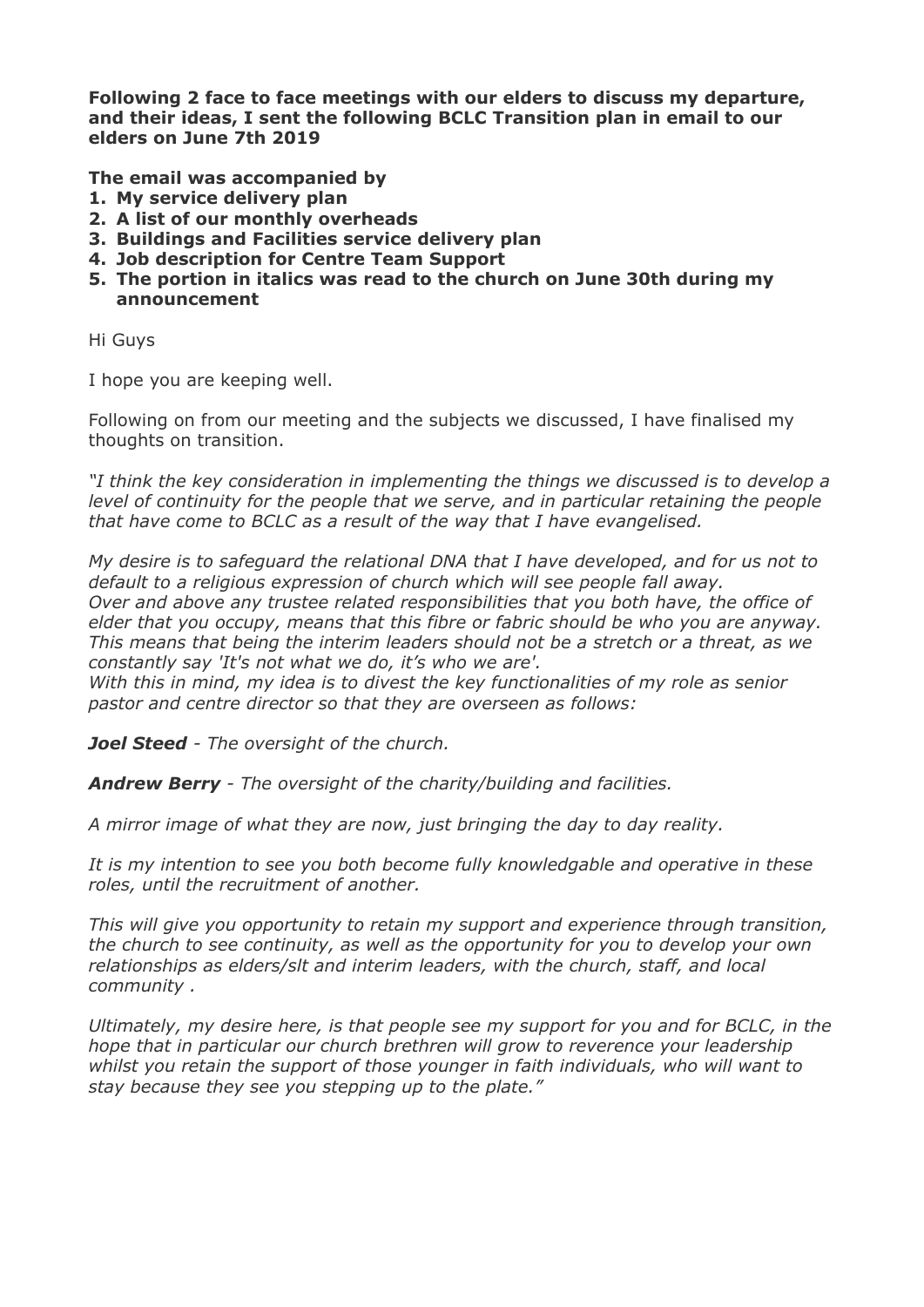**Following 2 face to face meetings with our elders to discuss my departure, and their ideas, I sent the following BCLC Transition plan in email to our elders on June 7th 2019**

**The email was accompanied by**

1. **My service delivery plan**
2. **A list of our monthly overheads**
3. **Buildings and Facilities service delivery plan**
4. **Job description for Centre Team Support**
5. **The portion in italics was read to the church on June 30th during my announcement**

Hi Guys

I hope you are keeping well.

Following on from our meeting and the subjects we discussed, I have finalised my thoughts on transition.

*"I think the key consideration in implementing the things we discussed is to develop a level of continuity for the people that we serve, and in particular retaining the people that have come to BCLC as a result of the way that I have evangelised.*

*My desire is to safeguard the relational DNA that I have developed, and for us not to default to a religious expression of church which will see people fall away.*
*Over and above any trustee related responsibilities that you both have, the office of elder that you occupy, means that this fibre or fabric should be who you are anyway. This means that being the interim leaders should not be a stretch or a threat, as we constantly say 'It's not what we do, it's who we are'.*
*With this in mind, my idea is to divest the key functionalities of my role as senior pastor and centre director so that they are overseen as follows:*

***Joel Steed** - The oversight of the church.*

***Andrew Berry** - The oversight of the charity/building and facilities.*

*A mirror image of what they are now, just bringing the day to day reality.*

*It is my intention to see you both become fully knowledgable and operative in these roles, until the recruitment of another.*

*This will give you opportunity to retain my support and experience through transition, the church to see continuity, as well as the opportunity for you to develop your own relationships as elders/slt and interim leaders, with the church, staff, and local community .*

*Ultimately, my desire here, is that people see my support for you and for BCLC, in the hope that in particular our church brethren will grow to reverence your leadership whilst you retain the support of those younger in faith individuals, who will want to stay because they see you stepping up to the plate."*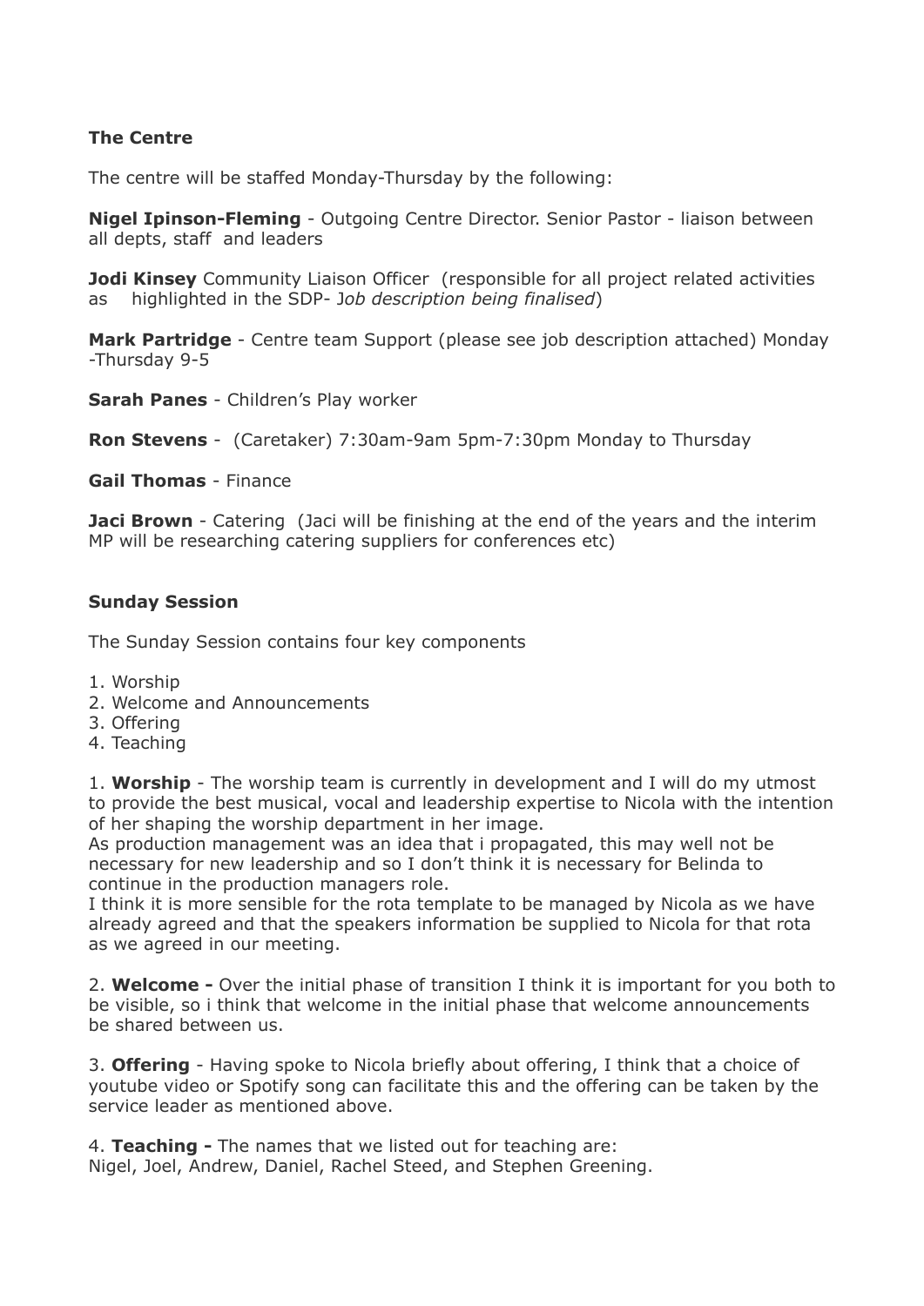**The Centre**

The centre will be staffed Monday-Thursday by the following:

**Nigel Ipinson-Fleming** - Outgoing Centre Director. Senior Pastor - liaison between all depts, staff and leaders

**Jodi Kinsey** Community Liaison Officer (responsible for all project related activities as highlighted in the SDP- J*ob description being finalised*)

**Mark Partridge** - Centre team Support (please see job description attached) Monday -Thursday 9-5

**Sarah Panes** - Children's Play worker

**Ron Stevens** - (Caretaker) 7:30am-9am 5pm-7:30pm Monday to Thursday

**Gail Thomas** - Finance

**Jaci Brown** - Catering (Jaci will be finishing at the end of the years and the interim MP will be researching catering suppliers for conferences etc)

**Sunday Session**

The Sunday Session contains four key components

1. Worship
2. Welcome and Announcements
3. Offering
4. Teaching

1. **Worship** - The worship team is currently in development and I will do my utmost to provide the best musical, vocal and leadership expertise to Nicola with the intention of her shaping the worship department in her image.
As production management was an idea that i propagated, this may well not be necessary for new leadership and so I don't think it is necessary for Belinda to continue in the production managers role.
I think it is more sensible for the rota template to be managed by Nicola as we have already agreed and that the speakers information be supplied to Nicola for that rota as we agreed in our meeting.

2. **Welcome -** Over the initial phase of transition I think it is important for you both to be visible, so i think that welcome in the initial phase that welcome announcements be shared between us.

3. **Offering** - Having spoke to Nicola briefly about offering, I think that a choice of youtube video or Spotify song can facilitate this and the offering can be taken by the service leader as mentioned above.

4. **Teaching -** The names that we listed out for teaching are:
Nigel, Joel, Andrew, Daniel, Rachel Steed, and Stephen Greening.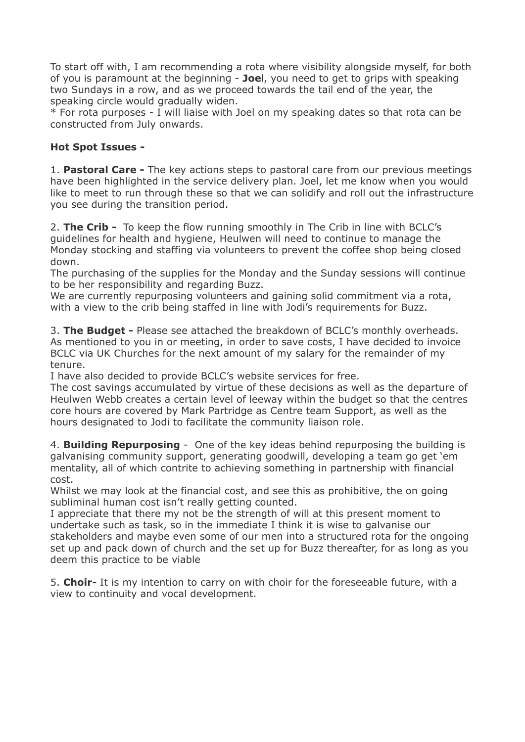To start off with, I am recommending a rota where visibility alongside myself, for both of you is paramount at the beginning - **Joe**l, you need to get to grips with speaking two Sundays in a row, and as we proceed towards the tail end of the year, the speaking circle would gradually widen.
* For rota purposes - I will liaise with Joel on my speaking dates so that rota can be constructed from July onwards.

**Hot Spot Issues -**

1. **Pastoral Care -** The key actions steps to pastoral care from our previous meetings have been highlighted in the service delivery plan. Joel, let me know when you would like to meet to run through these so that we can solidify and roll out the infrastructure you see during the transition period.

2. **The Crib -** To keep the flow running smoothly in The Crib in line with BCLC's guidelines for health and hygiene, Heulwen will need to continue to manage the Monday stocking and staffing via volunteers to prevent the coffee shop being closed down.
The purchasing of the supplies for the Monday and the Sunday sessions will continue to be her responsibility and regarding Buzz.
We are currently repurposing volunteers and gaining solid commitment via a rota, with a view to the crib being staffed in line with Jodi's requirements for Buzz.

3. **The Budget -** Please see attached the breakdown of BCLC's monthly overheads. As mentioned to you in or meeting, in order to save costs, I have decided to invoice BCLC via UK Churches for the next amount of my salary for the remainder of my tenure.
I have also decided to provide BCLC's website services for free.
The cost savings accumulated by virtue of these decisions as well as the departure of Heulwen Webb creates a certain level of leeway within the budget so that the centres core hours are covered by Mark Partridge as Centre team Support, as well as the hours designated to Jodi to facilitate the community liaison role.

4. **Building Repurposing** - One of the key ideas behind repurposing the building is galvanising community support, generating goodwill, developing a team go get 'em mentality, all of which contrite to achieving something in partnership with financial cost.
Whilst we may look at the financial cost, and see this as prohibitive, the on going subliminal human cost isn't really getting counted.
I appreciate that there my not be the strength of will at this present moment to undertake such as task, so in the immediate I think it is wise to galvanise our stakeholders and maybe even some of our men into a structured rota for the ongoing set up and pack down of church and the set up for Buzz thereafter, for as long as you deem this practice to be viable

5. **Choir-** It is my intention to carry on with choir for the foreseeable future, with a view to continuity and vocal development.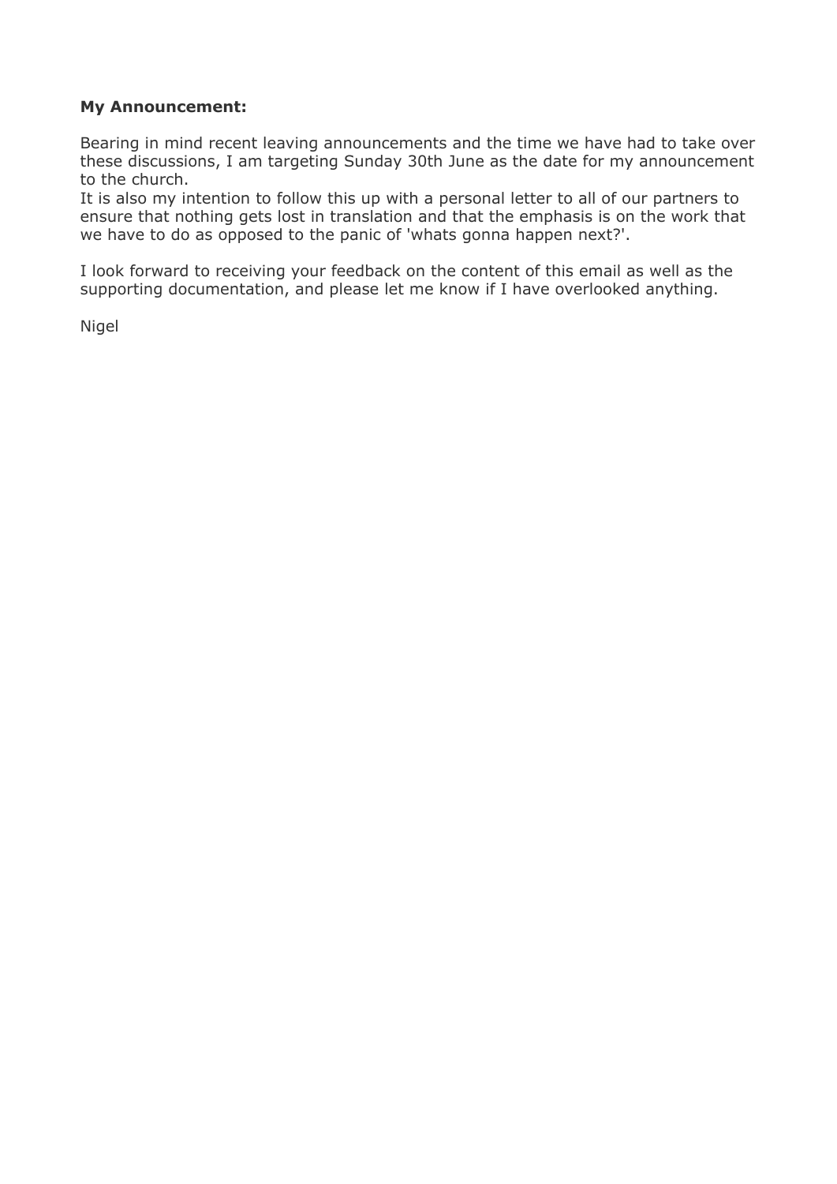**My Announcement:**

Bearing in mind recent leaving announcements and the time we have had to take over these discussions, I am targeting Sunday 30th June as the date for my announcement to the church.
It is also my intention to follow this up with a personal letter to all of our partners to ensure that nothing gets lost in translation and that the emphasis is on the work that we have to do as opposed to the panic of 'whats gonna happen next?'.

I look forward to receiving your feedback on the content of this email as well as the supporting documentation, and please let me know if I have overlooked anything.

Nigel